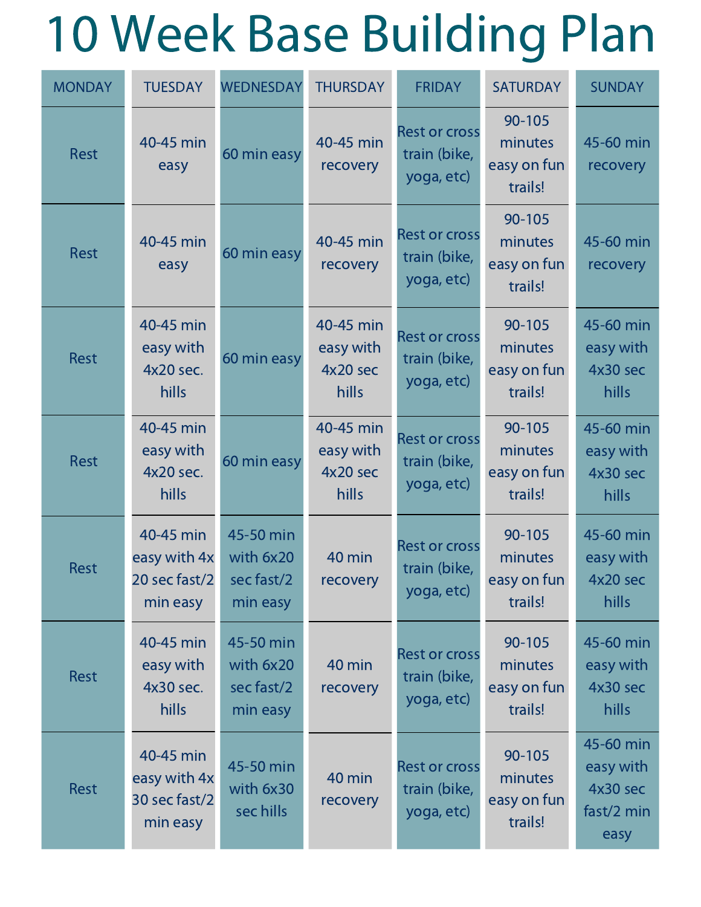# 10 Week Base Building Plan

| MONDAY | TUESDAY | WEDNESDAY | THURSDAY | FRIDAY | SATURDAY | SUNDAY |
|---|---|---|---|---|---|---|
| Rest | 40-45 min easy | 60 min easy | 40-45 min recovery | Rest or cross train (bike, yoga, etc) | 90-105 minutes easy on fun trails! | 45-60 min recovery |
| Rest | 40-45 min easy | 60 min easy | 40-45 min recovery | Rest or cross train (bike, yoga, etc) | 90-105 minutes easy on fun trails! | 45-60 min recovery |
| Rest | 40-45 min easy with 4x20 sec. hills | 60 min easy | 40-45 min easy with 4x20 sec hills | Rest or cross train (bike, yoga, etc) | 90-105 minutes easy on fun trails! | 45-60 min easy with 4x30 sec hills |
| Rest | 40-45 min easy with 4x20 sec. hills | 60 min easy | 40-45 min easy with 4x20 sec hills | Rest or cross train (bike, yoga, etc) | 90-105 minutes easy on fun trails! | 45-60 min easy with 4x30 sec hills |
| Rest | 40-45 min easy with 4x 20 sec fast/2 min easy | 45-50 min with 6x20 sec fast/2 min easy | 40 min recovery | Rest or cross train (bike, yoga, etc) | 90-105 minutes easy on fun trails! | 45-60 min easy with 4x20 sec hills |
| Rest | 40-45 min easy with 4x30 sec. hills | 45-50 min with 6x20 sec fast/2 min easy | 40 min recovery | Rest or cross train (bike, yoga, etc) | 90-105 minutes easy on fun trails! | 45-60 min easy with 4x30 sec hills |
| Rest | 40-45 min easy with 4x 30 sec fast/2 min easy | 45-50 min with 6x30 sec hills | 40 min recovery | Rest or cross train (bike, yoga, etc) | 90-105 minutes easy on fun trails! | 45-60 min easy with 4x30 sec fast/2 min easy |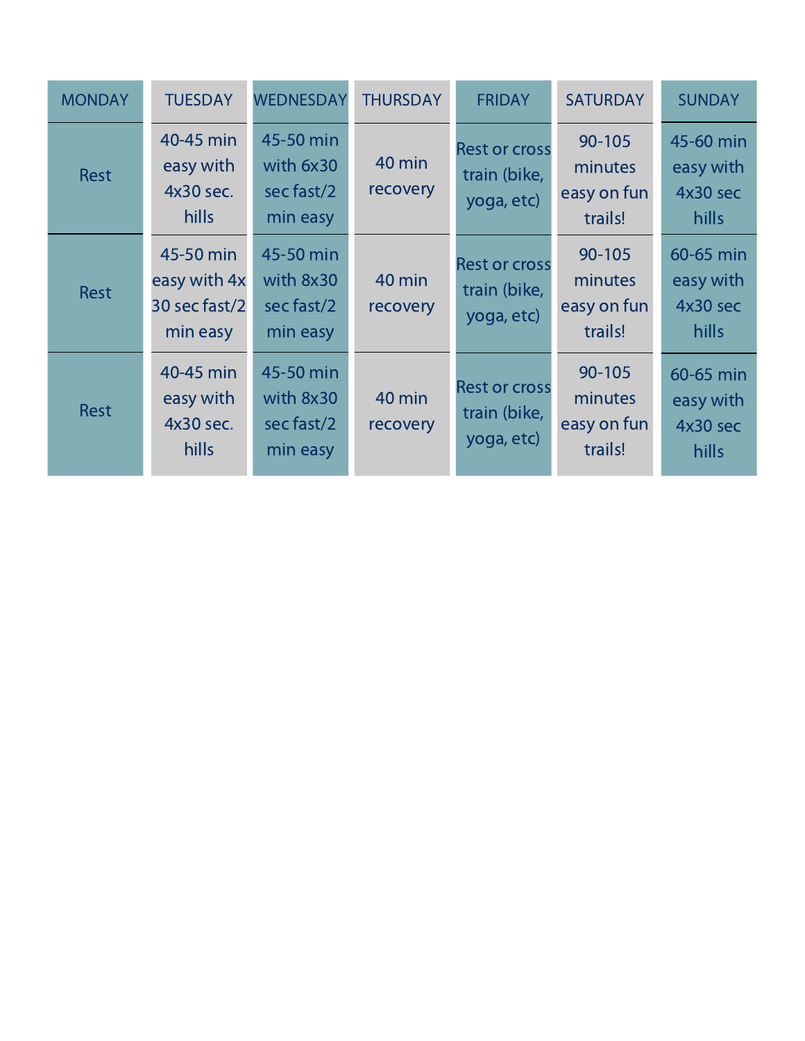| MONDAY | TUESDAY | WEDNESDAY | THURSDAY | FRIDAY | SATURDAY | SUNDAY |
|---|---|---|---|---|---|---|
| Rest | 40-45 min easy with 4x30 sec. hills | 45-50 min with 6x30 sec fast/2 min easy | 40 min recovery | Rest or cross train (bike, yoga, etc) | 90-105 minutes easy on fun trails! | 45-60 min easy with 4x30 sec hills |
| Rest | 45-50 min easy with 4x 30 sec fast/2 min easy | 45-50 min with 8x30 sec fast/2 min easy | 40 min recovery | Rest or cross train (bike, yoga, etc) | 90-105 minutes easy on fun trails! | 60-65 min easy with 4x30 sec hills |
| Rest | 40-45 min easy with 4x30 sec. hills | 45-50 min with 8x30 sec fast/2 min easy | 40 min recovery | Rest or cross train (bike, yoga, etc) | 90-105 minutes easy on fun trails! | 60-65 min easy with 4x30 sec hills |